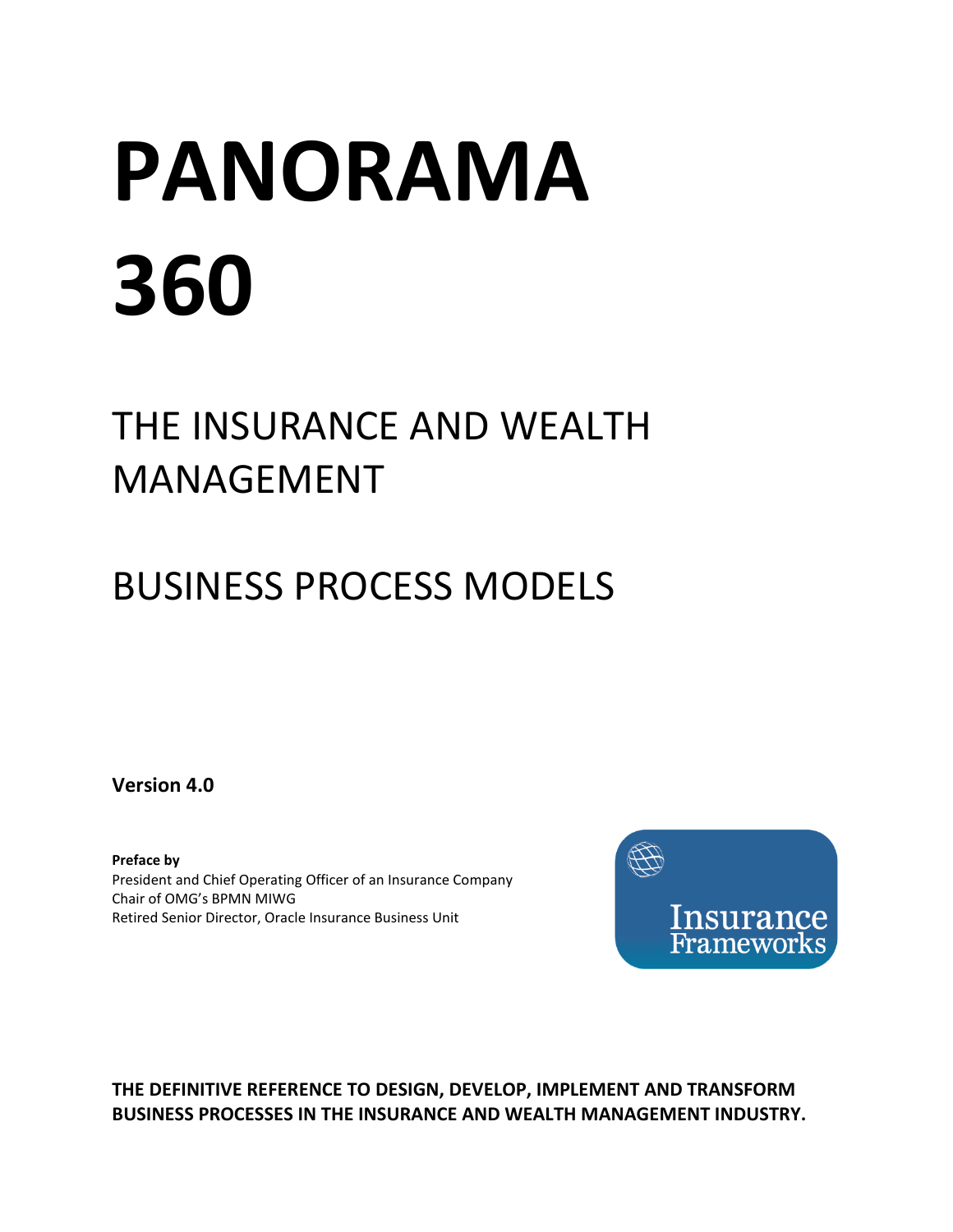# PANORAMA 360

## THE INSURANCE AND WEALTH MANAGEMENT

## BUSINESS PROCESS MODELS

**Version 4.0**

**Preface by**
President and Chief Operating Officer of an Insurance Company
Chair of OMG's BPMN MIWG
Retired Senior Director, Oracle Insurance Business Unit

Insurance Frameworks

**THE DEFINITIVE REFERENCE TO DESIGN, DEVELOP, IMPLEMENT AND TRANSFORM BUSINESS PROCESSES IN THE INSURANCE AND WEALTH MANAGEMENT INDUSTRY.**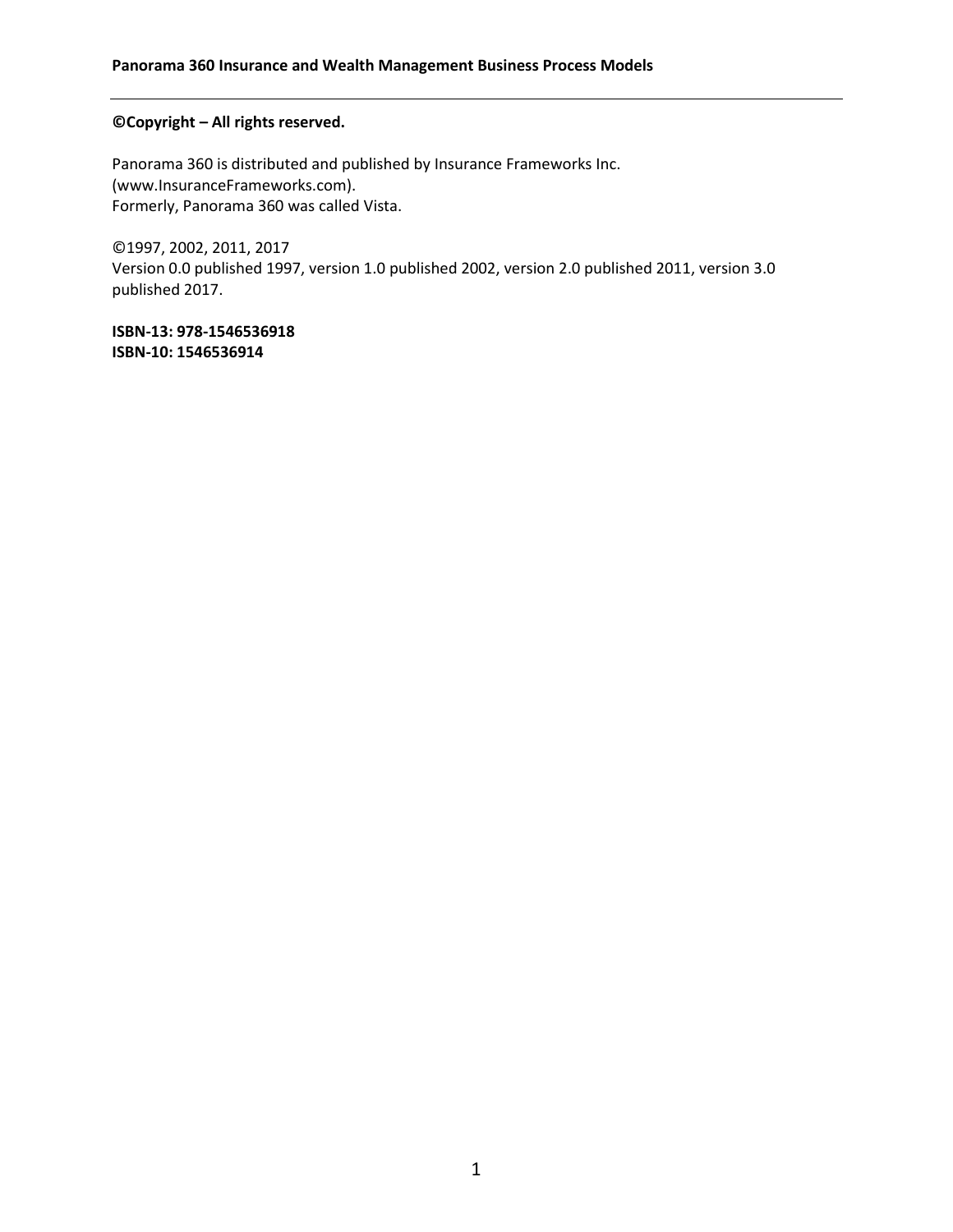**©Copyright – All rights reserved.**

Panorama 360 is distributed and published by Insurance Frameworks Inc. (www.InsuranceFrameworks.com).
Formerly, Panorama 360 was called Vista.

©1997, 2002, 2011, 2017
Version 0.0 published 1997, version 1.0 published 2002, version 2.0 published 2011, version 3.0 published 2017.

**ISBN-13: 978-1546536918**
**ISBN-10: 1546536914**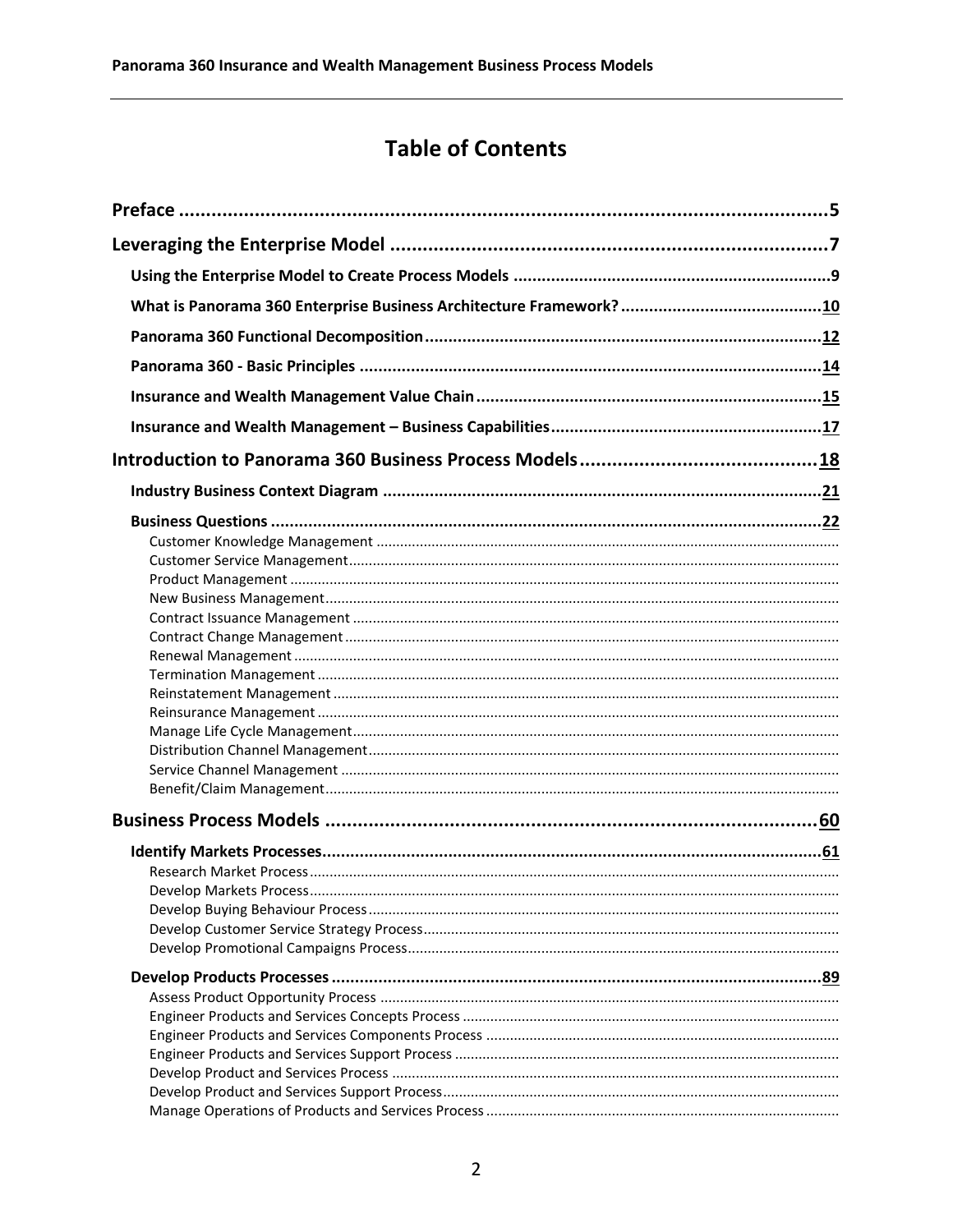# Table of Contents

**Preface** ........................................................................................................... 5

**Leveraging the Enterprise Model** ................................................................... 7

- **Using the Enterprise Model to Create Process Models** ........................................ 9
- **What is Panorama 360 Enterprise Business Architecture Framework?** ................... 10
- **Panorama 360 Functional Decomposition** ........................................................ 12
- **Panorama 360 - Basic Principles** ..................................................................... 14
- **Insurance and Wealth Management Value Chain** .............................................. 15
- **Insurance and Wealth Management – Business Capabilities** ................................ 17

**Introduction to Panorama 360 Business Process Models** ................................. 18

- **Industry Business Context Diagram** ................................................................ 21
- **Business Questions** ....................................................................................... 22
  - Customer Knowledge Management
  - Customer Service Management
  - Product Management
  - New Business Management
  - Contract Issuance Management
  - Contract Change Management
  - Renewal Management
  - Termination Management
  - Reinstatement Management
  - Reinsurance Management
  - Manage Life Cycle Management
  - Distribution Channel Management
  - Service Channel Management
  - Benefit/Claim Management

**Business Process Models** ................................................................................ 60

- **Identify Markets Processes** ............................................................................. 61
  - Research Market Process
  - Develop Markets Process
  - Develop Buying Behaviour Process
  - Develop Customer Service Strategy Process
  - Develop Promotional Campaigns Process
- **Develop Products Processes** ........................................................................... 89
  - Assess Product Opportunity Process
  - Engineer Products and Services Concepts Process
  - Engineer Products and Services Components Process
  - Engineer Products and Services Support Process
  - Develop Product and Services Process
  - Develop Product and Services Support Process
  - Manage Operations of Products and Services Process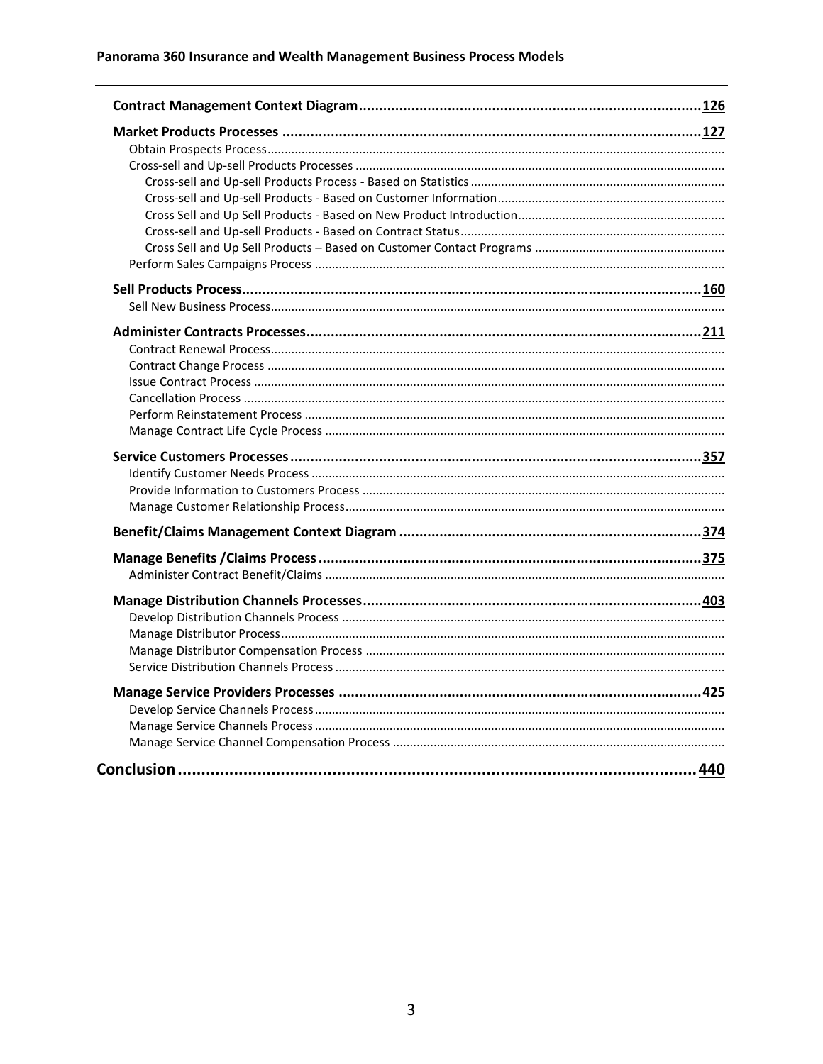**Contract Management Context Diagram** 126

**Market Products Processes** 127

- Obtain Prospects Process
- Cross-sell and Up-sell Products Processes
  - Cross-sell and Up-sell Products Process - Based on Statistics
  - Cross-sell and Up-sell Products - Based on Customer Information
  - Cross Sell and Up Sell Products - Based on New Product Introduction
  - Cross-sell and Up-sell Products - Based on Contract Status
  - Cross Sell and Up Sell Products – Based on Customer Contact Programs
- Perform Sales Campaigns Process

**Sell Products Process** 160

- Sell New Business Process

**Administer Contracts Processes** 211

- Contract Renewal Process
- Contract Change Process
- Issue Contract Process
- Cancellation Process
- Perform Reinstatement Process
- Manage Contract Life Cycle Process

**Service Customers Processes** 357

- Identify Customer Needs Process
- Provide Information to Customers Process
- Manage Customer Relationship Process

**Benefit/Claims Management Context Diagram** 374

**Manage Benefits /Claims Process** 375

- Administer Contract Benefit/Claims

**Manage Distribution Channels Processes** 403

- Develop Distribution Channels Process
- Manage Distributor Process
- Manage Distributor Compensation Process
- Service Distribution Channels Process

**Manage Service Providers Processes** 425

- Develop Service Channels Process
- Manage Service Channels Process
- Manage Service Channel Compensation Process

**Conclusion** 440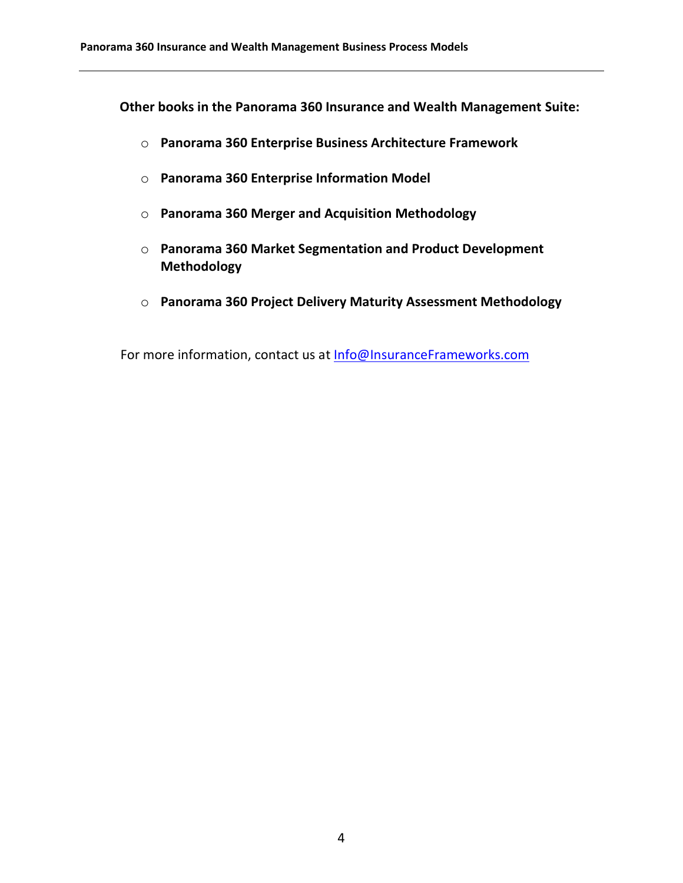**Other books in the Panorama 360 Insurance and Wealth Management Suite:**

- **Panorama 360 Enterprise Business Architecture Framework**
- **Panorama 360 Enterprise Information Model**
- **Panorama 360 Merger and Acquisition Methodology**
- **Panorama 360 Market Segmentation and Product Development Methodology**
- **Panorama 360 Project Delivery Maturity Assessment Methodology**

For more information, contact us at Info@InsuranceFrameworks.com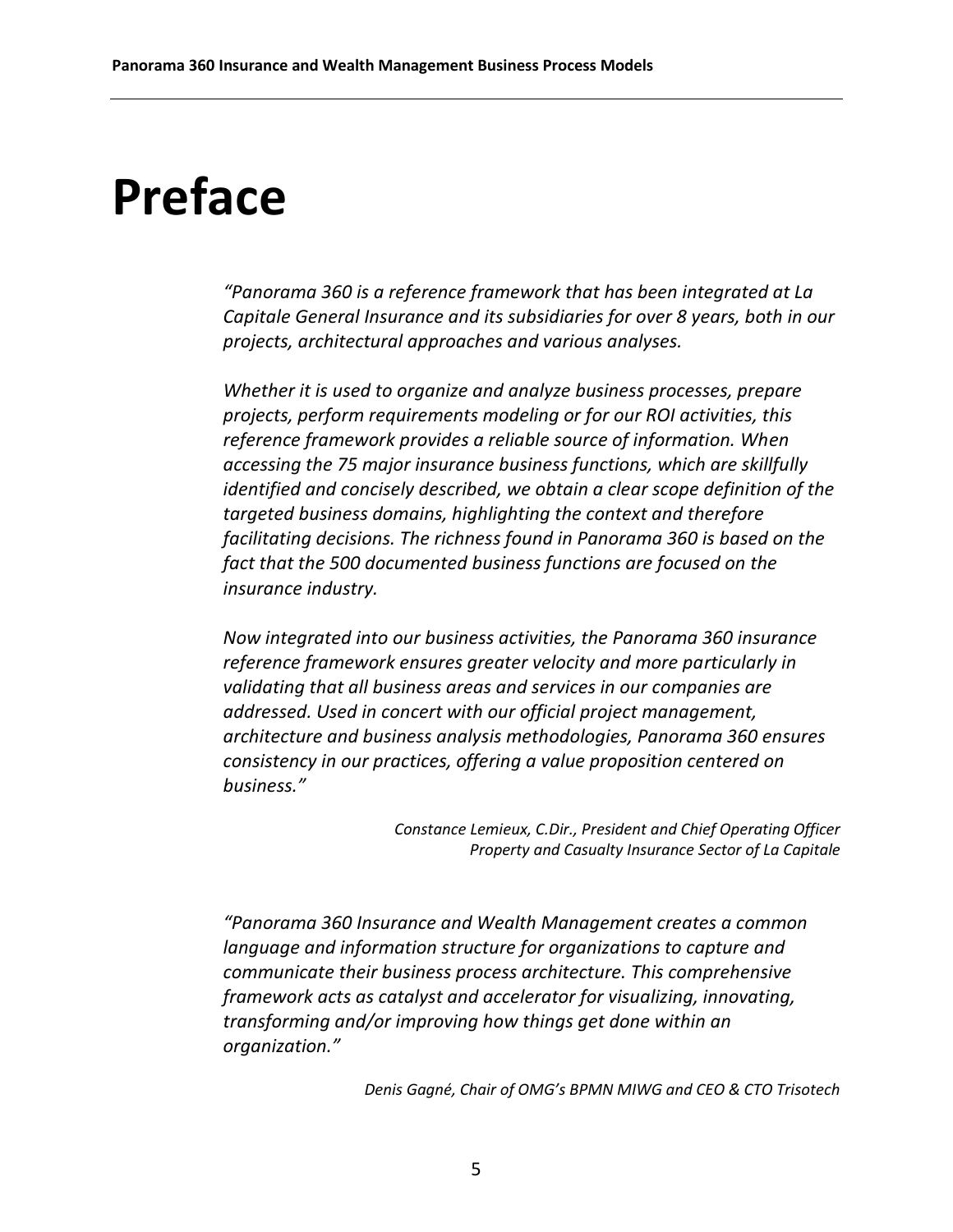# Preface

*"Panorama 360 is a reference framework that has been integrated at La Capitale General Insurance and its subsidiaries for over 8 years, both in our projects, architectural approaches and various analyses.*

*Whether it is used to organize and analyze business processes, prepare projects, perform requirements modeling or for our ROI activities, this reference framework provides a reliable source of information. When accessing the 75 major insurance business functions, which are skillfully identified and concisely described, we obtain a clear scope definition of the targeted business domains, highlighting the context and therefore facilitating decisions. The richness found in Panorama 360 is based on the fact that the 500 documented business functions are focused on the insurance industry.*

*Now integrated into our business activities, the Panorama 360 insurance reference framework ensures greater velocity and more particularly in validating that all business areas and services in our companies are addressed. Used in concert with our official project management, architecture and business analysis methodologies, Panorama 360 ensures consistency in our practices, offering a value proposition centered on business."*

*Constance Lemieux, C.Dir., President and Chief Operating Officer*
*Property and Casualty Insurance Sector of La Capitale*

*"Panorama 360 Insurance and Wealth Management creates a common language and information structure for organizations to capture and communicate their business process architecture. This comprehensive framework acts as catalyst and accelerator for visualizing, innovating, transforming and/or improving how things get done within an organization."*

*Denis Gagné, Chair of OMG's BPMN MIWG and CEO & CTO Trisotech*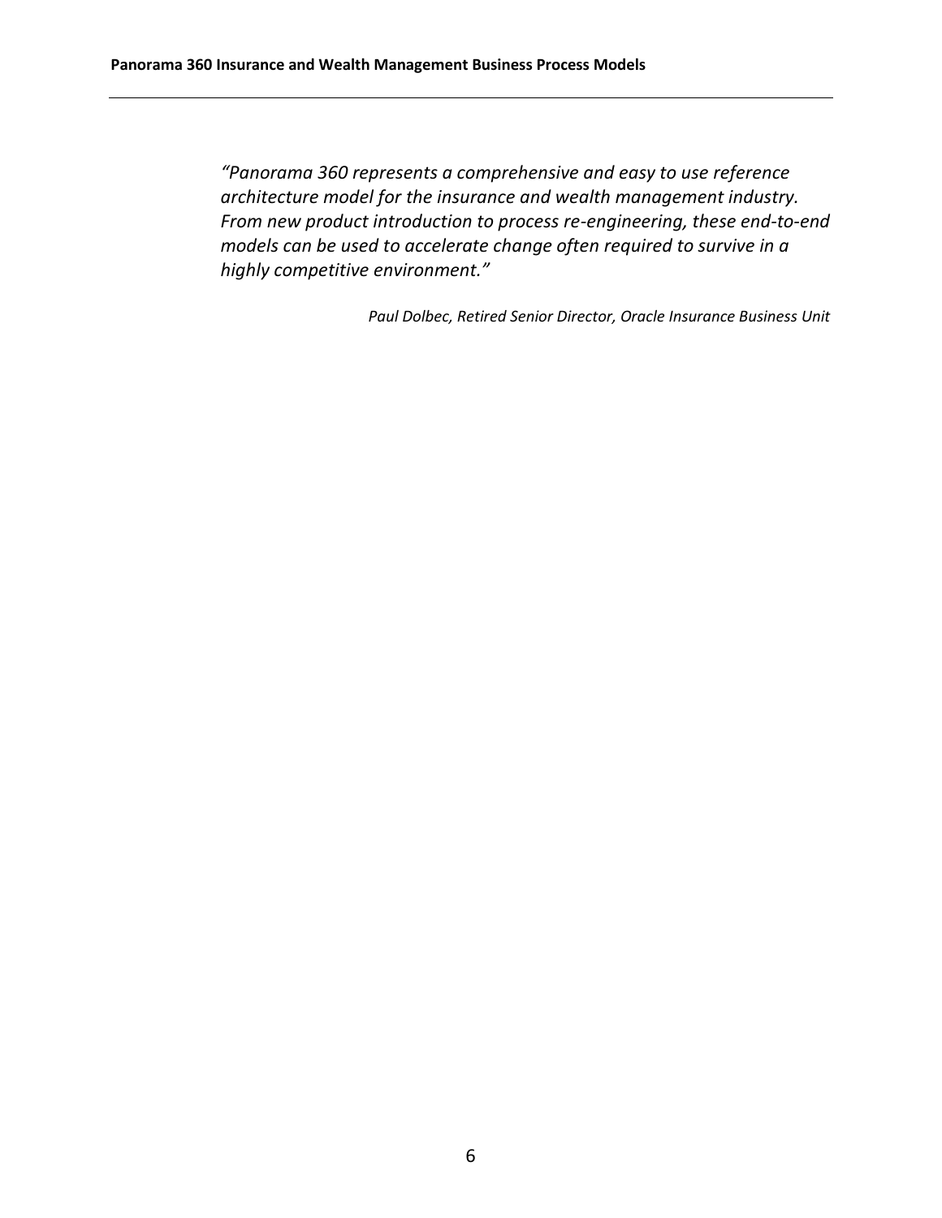*“Panorama 360 represents a comprehensive and easy to use reference architecture model for the insurance and wealth management industry. From new product introduction to process re-engineering, these end-to-end models can be used to accelerate change often required to survive in a highly competitive environment.”*

*Paul Dolbec, Retired Senior Director, Oracle Insurance Business Unit*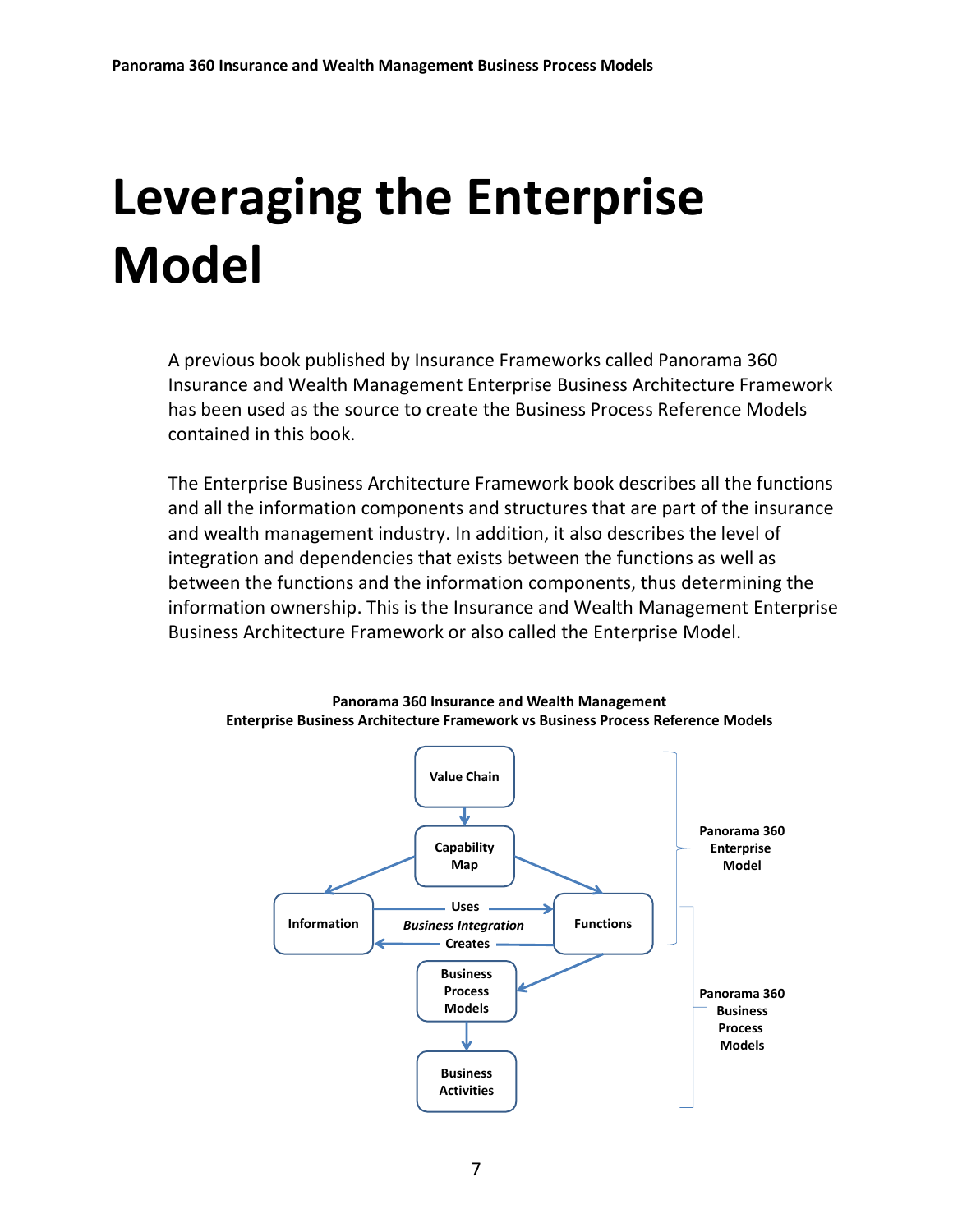# Leveraging the Enterprise Model

A previous book published by Insurance Frameworks called Panorama 360 Insurance and Wealth Management Enterprise Business Architecture Framework has been used as the source to create the Business Process Reference Models contained in this book.

The Enterprise Business Architecture Framework book describes all the functions and all the information components and structures that are part of the insurance and wealth management industry. In addition, it also describes the level of integration and dependencies that exists between the functions as well as between the functions and the information components, thus determining the information ownership. This is the Insurance and Wealth Management Enterprise Business Architecture Framework or also called the Enterprise Model.

**Panorama 360 Insurance and Wealth Management**
**Enterprise Business Architecture Framework vs Business Process Reference Models**

Value Chain → Capability Map → Information / Functions

Information — Uses → Functions
*Business Integration*
Functions — Creates → Information

Functions → Business Process Models → Business Activities

Panorama 360 Enterprise Model (Value Chain, Capability Map, Information, Functions)

Panorama 360 Business Process Models (Functions, Business Process Models, Business Activities)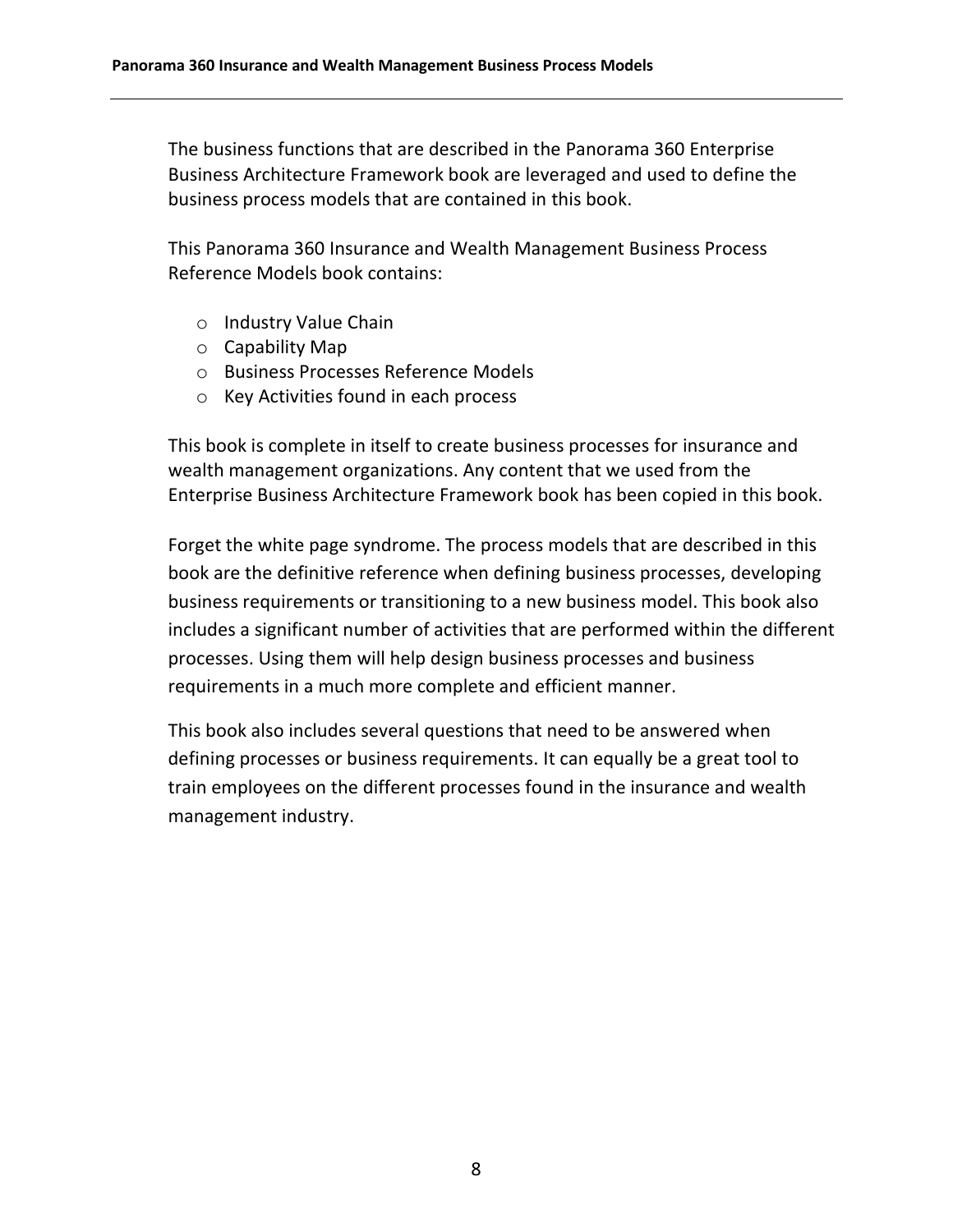The business functions that are described in the Panorama 360 Enterprise Business Architecture Framework book are leveraged and used to define the business process models that are contained in this book.

This Panorama 360 Insurance and Wealth Management Business Process Reference Models book contains:

- Industry Value Chain
- Capability Map
- Business Processes Reference Models
- Key Activities found in each process

This book is complete in itself to create business processes for insurance and wealth management organizations. Any content that we used from the Enterprise Business Architecture Framework book has been copied in this book.

Forget the white page syndrome. The process models that are described in this book are the definitive reference when defining business processes, developing business requirements or transitioning to a new business model. This book also includes a significant number of activities that are performed within the different processes. Using them will help design business processes and business requirements in a much more complete and efficient manner.

This book also includes several questions that need to be answered when defining processes or business requirements. It can equally be a great tool to train employees on the different processes found in the insurance and wealth management industry.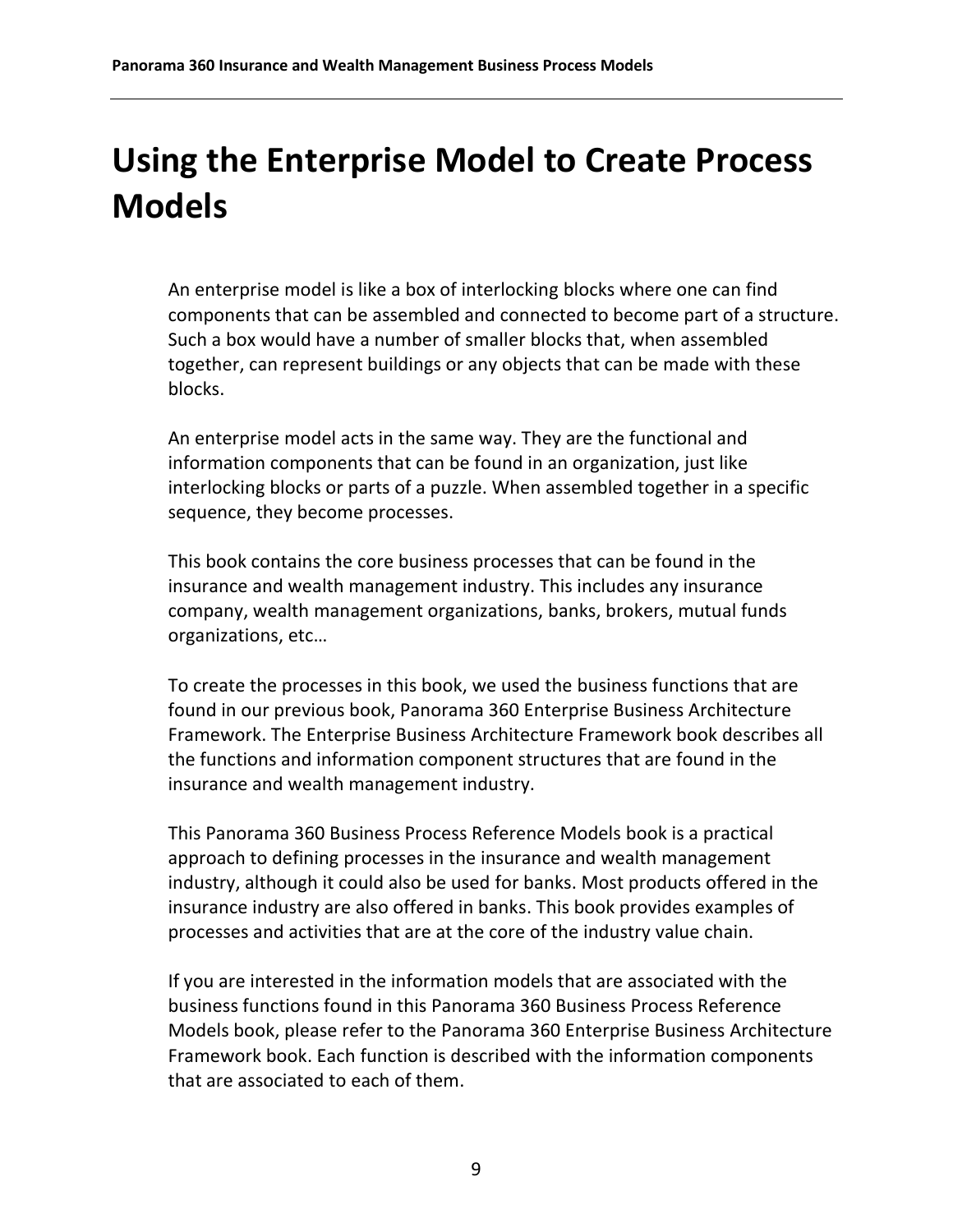# Using the Enterprise Model to Create Process Models

An enterprise model is like a box of interlocking blocks where one can find components that can be assembled and connected to become part of a structure. Such a box would have a number of smaller blocks that, when assembled together, can represent buildings or any objects that can be made with these blocks.

An enterprise model acts in the same way. They are the functional and information components that can be found in an organization, just like interlocking blocks or parts of a puzzle. When assembled together in a specific sequence, they become processes.

This book contains the core business processes that can be found in the insurance and wealth management industry. This includes any insurance company, wealth management organizations, banks, brokers, mutual funds organizations, etc…

To create the processes in this book, we used the business functions that are found in our previous book, Panorama 360 Enterprise Business Architecture Framework. The Enterprise Business Architecture Framework book describes all the functions and information component structures that are found in the insurance and wealth management industry.

This Panorama 360 Business Process Reference Models book is a practical approach to defining processes in the insurance and wealth management industry, although it could also be used for banks. Most products offered in the insurance industry are also offered in banks. This book provides examples of processes and activities that are at the core of the industry value chain.

If you are interested in the information models that are associated with the business functions found in this Panorama 360 Business Process Reference Models book, please refer to the Panorama 360 Enterprise Business Architecture Framework book. Each function is described with the information components that are associated to each of them.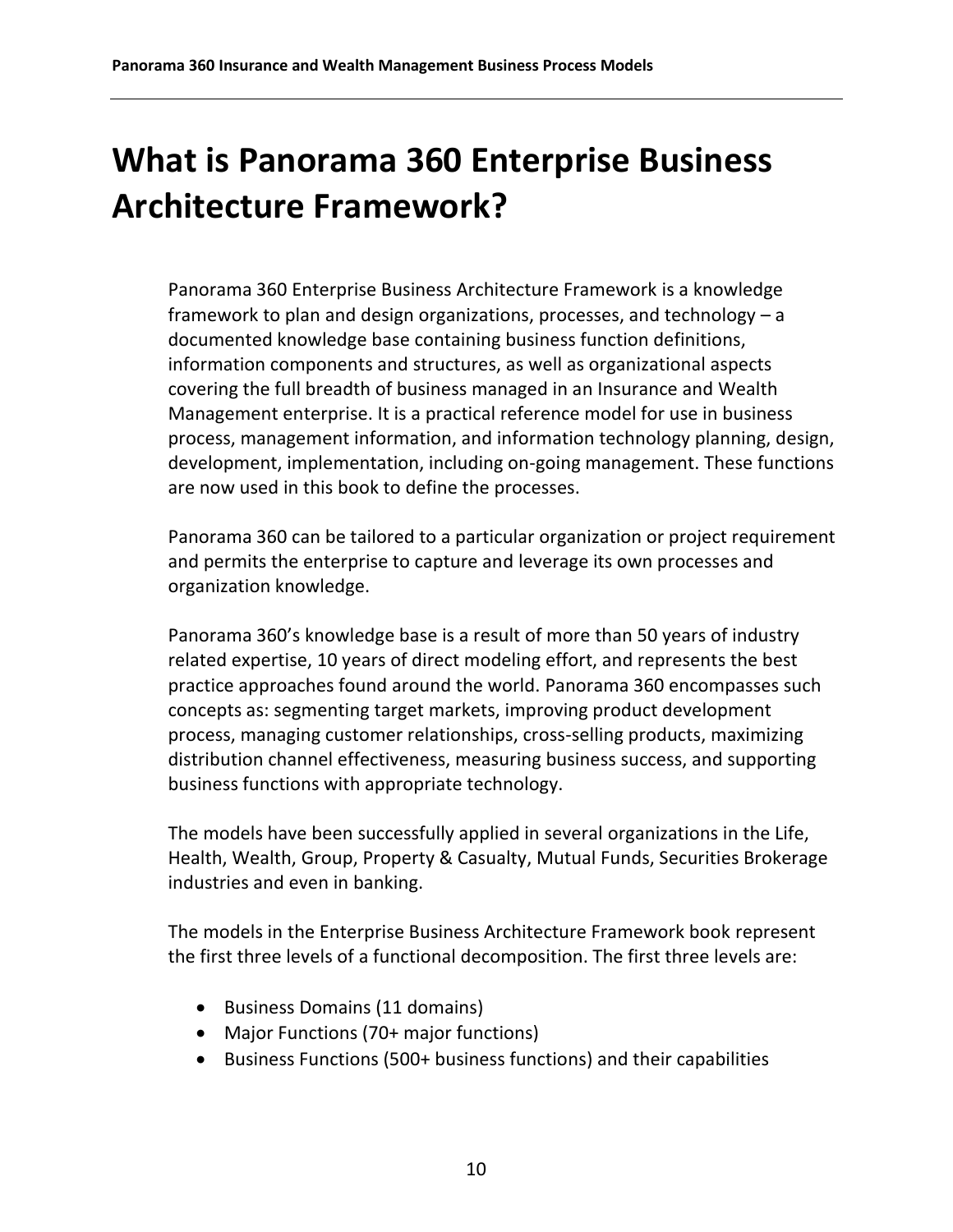# What is Panorama 360 Enterprise Business Architecture Framework?

Panorama 360 Enterprise Business Architecture Framework is a knowledge framework to plan and design organizations, processes, and technology – a documented knowledge base containing business function definitions, information components and structures, as well as organizational aspects covering the full breadth of business managed in an Insurance and Wealth Management enterprise. It is a practical reference model for use in business process, management information, and information technology planning, design, development, implementation, including on-going management. These functions are now used in this book to define the processes.

Panorama 360 can be tailored to a particular organization or project requirement and permits the enterprise to capture and leverage its own processes and organization knowledge.

Panorama 360's knowledge base is a result of more than 50 years of industry related expertise, 10 years of direct modeling effort, and represents the best practice approaches found around the world. Panorama 360 encompasses such concepts as: segmenting target markets, improving product development process, managing customer relationships, cross-selling products, maximizing distribution channel effectiveness, measuring business success, and supporting business functions with appropriate technology.

The models have been successfully applied in several organizations in the Life, Health, Wealth, Group, Property & Casualty, Mutual Funds, Securities Brokerage industries and even in banking.

The models in the Enterprise Business Architecture Framework book represent the first three levels of a functional decomposition. The first three levels are:

- Business Domains (11 domains)
- Major Functions (70+ major functions)
- Business Functions (500+ business functions) and their capabilities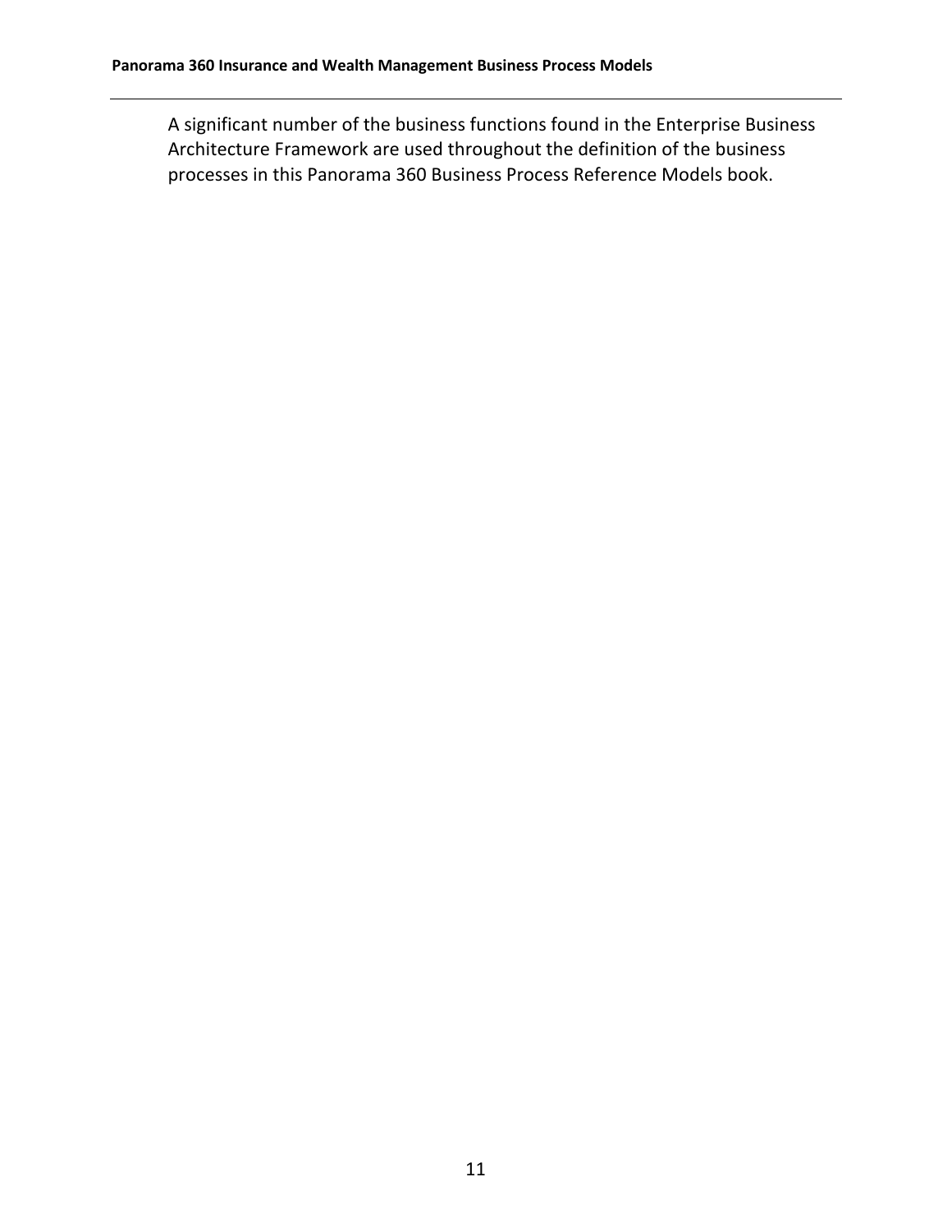A significant number of the business functions found in the Enterprise Business Architecture Framework are used throughout the definition of the business processes in this Panorama 360 Business Process Reference Models book.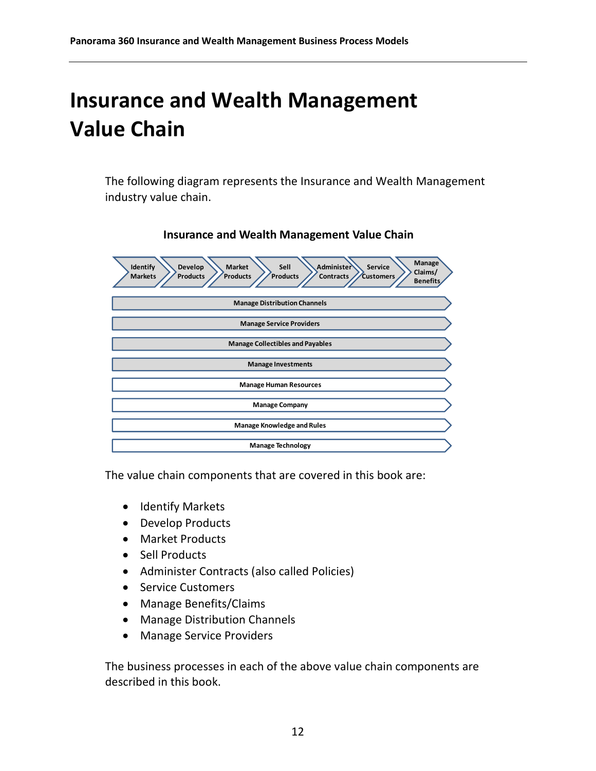# Insurance and Wealth Management Value Chain

The following diagram represents the Insurance and Wealth Management industry value chain.

**Insurance and Wealth Management Value Chain**

Identify Markets → Develop Products → Market Products → Sell Products → Administer Contracts → Service Customers → Manage Claims/ Benefits

Manage Distribution Channels

Manage Service Providers

Manage Collectibles and Payables

Manage Investments

Manage Human Resources

Manage Company

Manage Knowledge and Rules

Manage Technology

The value chain components that are covered in this book are:

- Identify Markets
- Develop Products
- Market Products
- Sell Products
- Administer Contracts (also called Policies)
- Service Customers
- Manage Benefits/Claims
- Manage Distribution Channels
- Manage Service Providers

The business processes in each of the above value chain components are described in this book.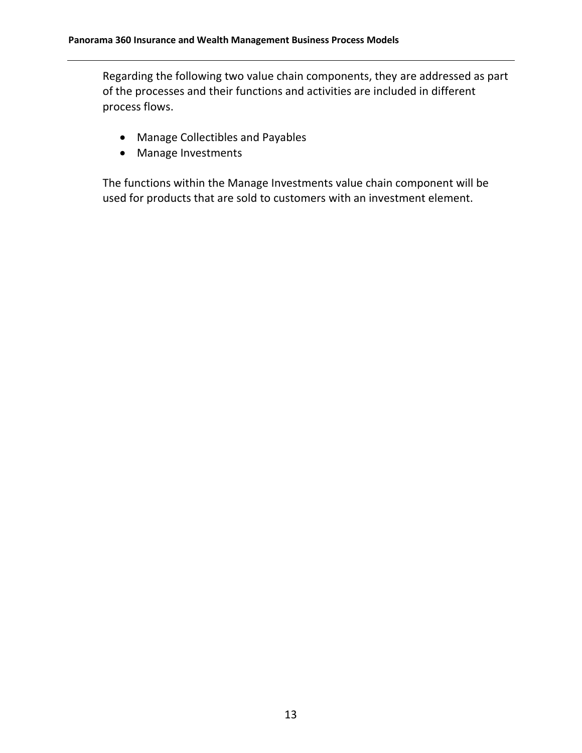Regarding the following two value chain components, they are addressed as part of the processes and their functions and activities are included in different process flows.

- Manage Collectibles and Payables
- Manage Investments

The functions within the Manage Investments value chain component will be used for products that are sold to customers with an investment element.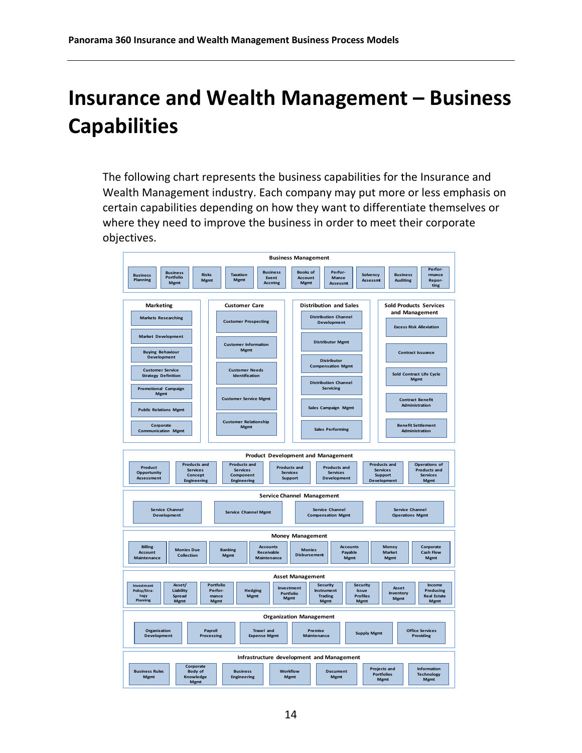# Insurance and Wealth Management – Business Capabilities

The following chart represents the business capabilities for the Insurance and Wealth Management industry. Each company may put more or less emphasis on certain capabilities depending on how they want to differentiate themselves or where they need to improve the business in order to meet their corporate objectives.

**Business Management**

- Business Planning
- Business Portfolio Mgmt
- Risks Mgmt
- Taxation Mgmt
- Business Event Accntng
- Books of Account Mgmt
- Perfor-Mance Assessmt
- Solvency Assessmt
- Business Auditing
- Perfor-rmance Repor-ting

**Marketing**

- Markets Researching
- Market Development
- Buying Behaviour Development
- Customer Service Strategy Definition
- Promotional Campaign Mgmt
- Public Relations Mgmt
- Corporate Communication Mgmt

**Customer Care**

- Customer Prospecting
- Customer Information Mgmt
- Customer Needs Identification
- Customer Service Mgmt
- Customer Relationship Mgmt

**Distribution and Sales**

- Distribution Channel Development
- Distributor Mgmt
- Distributor Compensation Mgmt
- Distribution Channel Servicing
- Sales Campaign Mgmt
- Sales Performing

**Sold Products Services and Management**

- Excess Risk Alleviation
- Contract Issuance
- Sold Contract Life Cycle Mgmt
- Contract Benefit Administration
- Benefit Settlement Administration

**Product Development and Management**

- Product Opportunity Assessment
- Products and Services Concept Engineering
- Products and Services Component Engineering
- Products and Services Support
- Products and Services Development
- Products and Services Support Development
- Operations of Products and Services Mgmt

**Service Channel Management**

- Service Channel Development
- Service Channel Mgmt
- Service Channel Compensation Mgmt
- Service Channel Operations Mgmt

**Money Management**

- Billing Account Maintenance
- Monies Due Collection
- Banking Mgmt
- Accounts Receivable Maintenance
- Monies Disbursement
- Accounts Payable Mgmt
- Money Market Mgmt
- Corporate Cash Flow Mgmt

**Asset Management**

- Investment Policy/Stra-tegy Planning
- Asset/ Liability Spread Mgmt
- Portfolio Perfor-mance Mgmt
- Hedging Mgmt
- Investment Portfolio Mgmt
- Security Instrument Trading Mgmt
- Security Issue Profiles Mgmt
- Asset Inventory Mgmt
- Income Producing Real Estate Mgmt

**Organization Management**

- Organization Development
- Payroll Processing
- Travel and Expense Mgmt
- Premise Maintenance
- Supply Mgmt
- Office Services Providing

**Infrastructure development and Management**

- Business Rules Mgmt
- Corporate Body of Knowledge Mgmt
- Business Engineering
- Workflow Mgmt
- Document Mgmt
- Projects and Portfolios Mgmt
- Information Technology Mgmt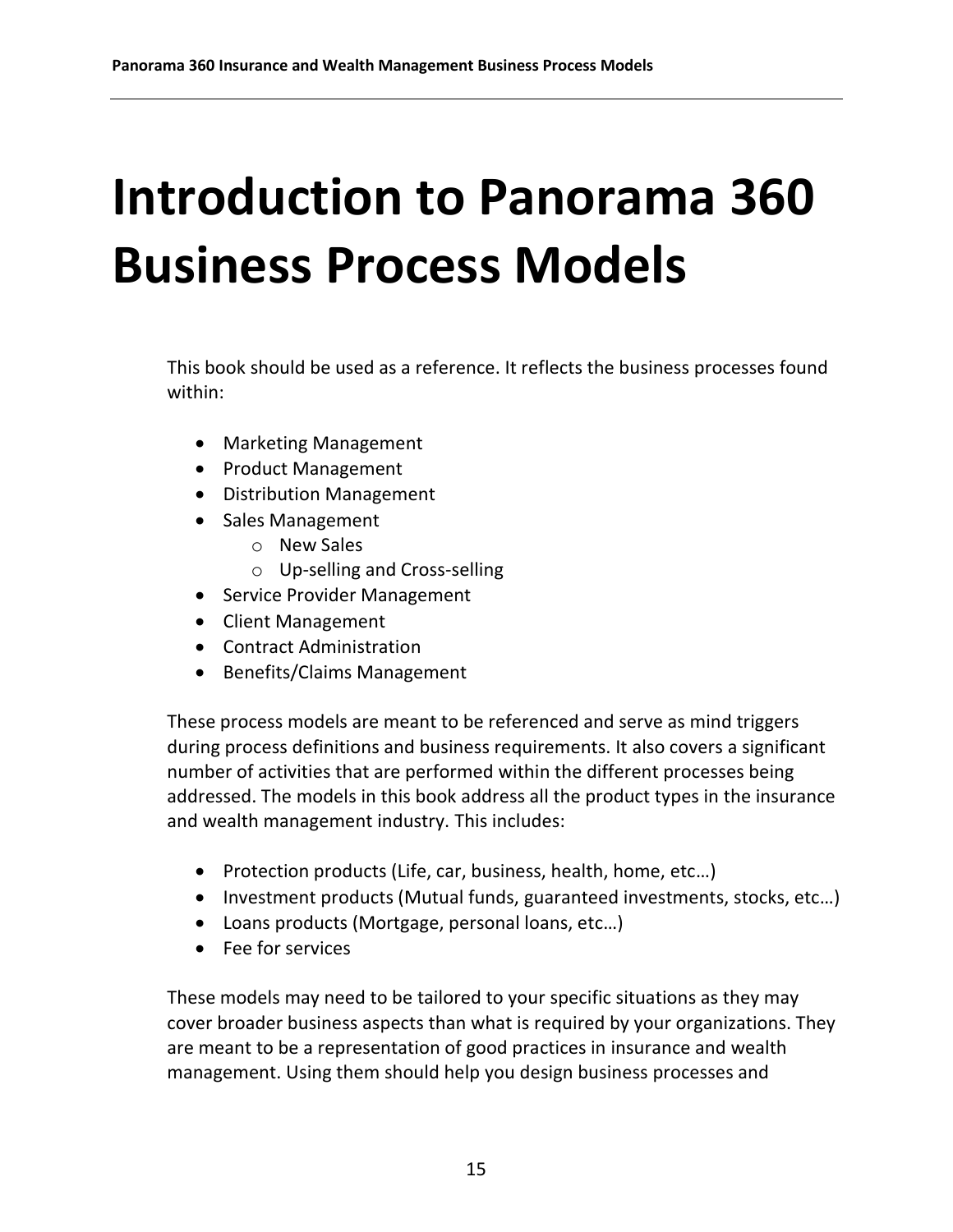# Introduction to Panorama 360 Business Process Models

This book should be used as a reference. It reflects the business processes found within:

- Marketing Management
- Product Management
- Distribution Management
- Sales Management
    - New Sales
    - Up-selling and Cross-selling
- Service Provider Management
- Client Management
- Contract Administration
- Benefits/Claims Management

These process models are meant to be referenced and serve as mind triggers during process definitions and business requirements. It also covers a significant number of activities that are performed within the different processes being addressed. The models in this book address all the product types in the insurance and wealth management industry. This includes:

- Protection products (Life, car, business, health, home, etc…)
- Investment products (Mutual funds, guaranteed investments, stocks, etc…)
- Loans products (Mortgage, personal loans, etc…)
- Fee for services

These models may need to be tailored to your specific situations as they may cover broader business aspects than what is required by your organizations. They are meant to be a representation of good practices in insurance and wealth management. Using them should help you design business processes and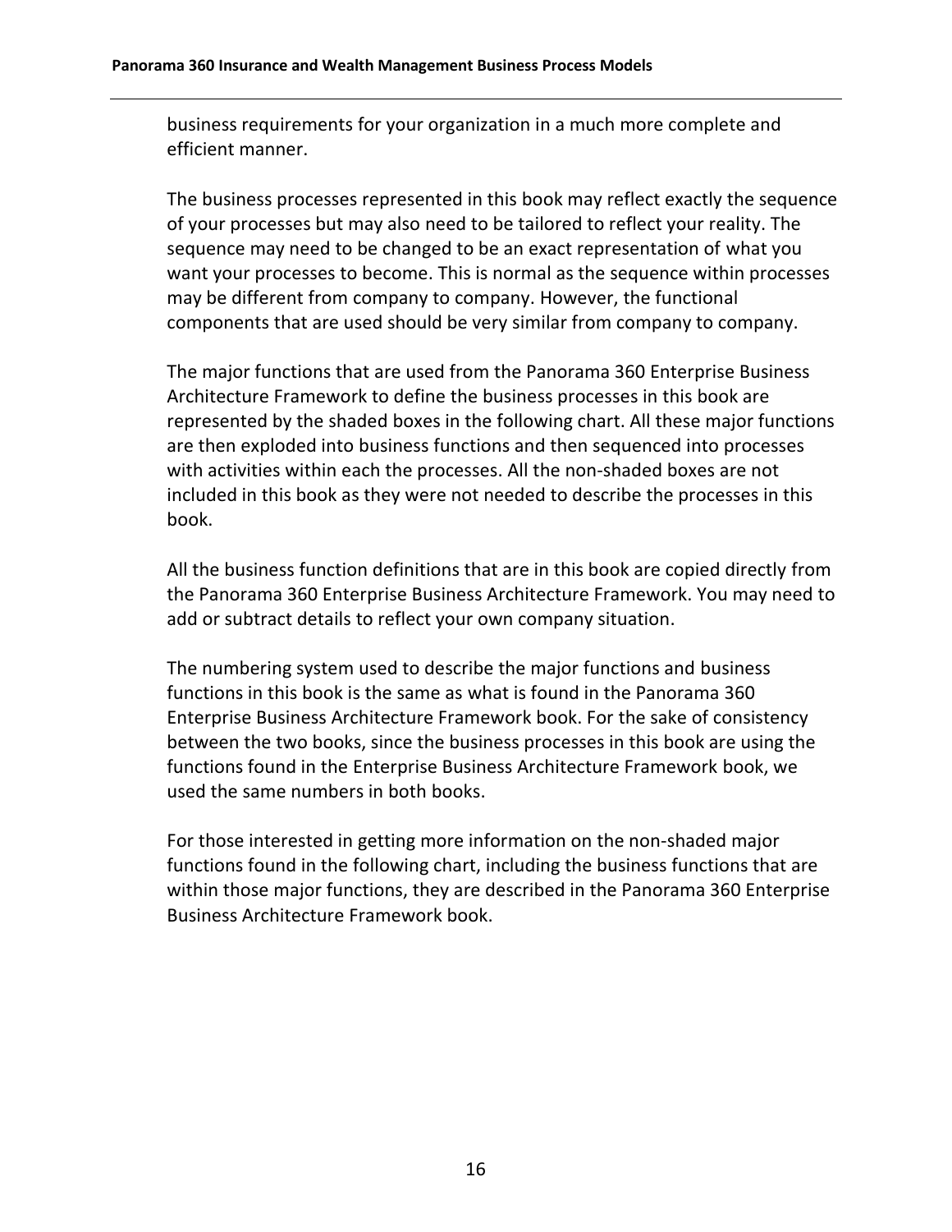business requirements for your organization in a much more complete and efficient manner.

The business processes represented in this book may reflect exactly the sequence of your processes but may also need to be tailored to reflect your reality. The sequence may need to be changed to be an exact representation of what you want your processes to become. This is normal as the sequence within processes may be different from company to company. However, the functional components that are used should be very similar from company to company.

The major functions that are used from the Panorama 360 Enterprise Business Architecture Framework to define the business processes in this book are represented by the shaded boxes in the following chart. All these major functions are then exploded into business functions and then sequenced into processes with activities within each the processes. All the non-shaded boxes are not included in this book as they were not needed to describe the processes in this book.

All the business function definitions that are in this book are copied directly from the Panorama 360 Enterprise Business Architecture Framework. You may need to add or subtract details to reflect your own company situation.

The numbering system used to describe the major functions and business functions in this book is the same as what is found in the Panorama 360 Enterprise Business Architecture Framework book. For the sake of consistency between the two books, since the business processes in this book are using the functions found in the Enterprise Business Architecture Framework book, we used the same numbers in both books.

For those interested in getting more information on the non-shaded major functions found in the following chart, including the business functions that are within those major functions, they are described in the Panorama 360 Enterprise Business Architecture Framework book.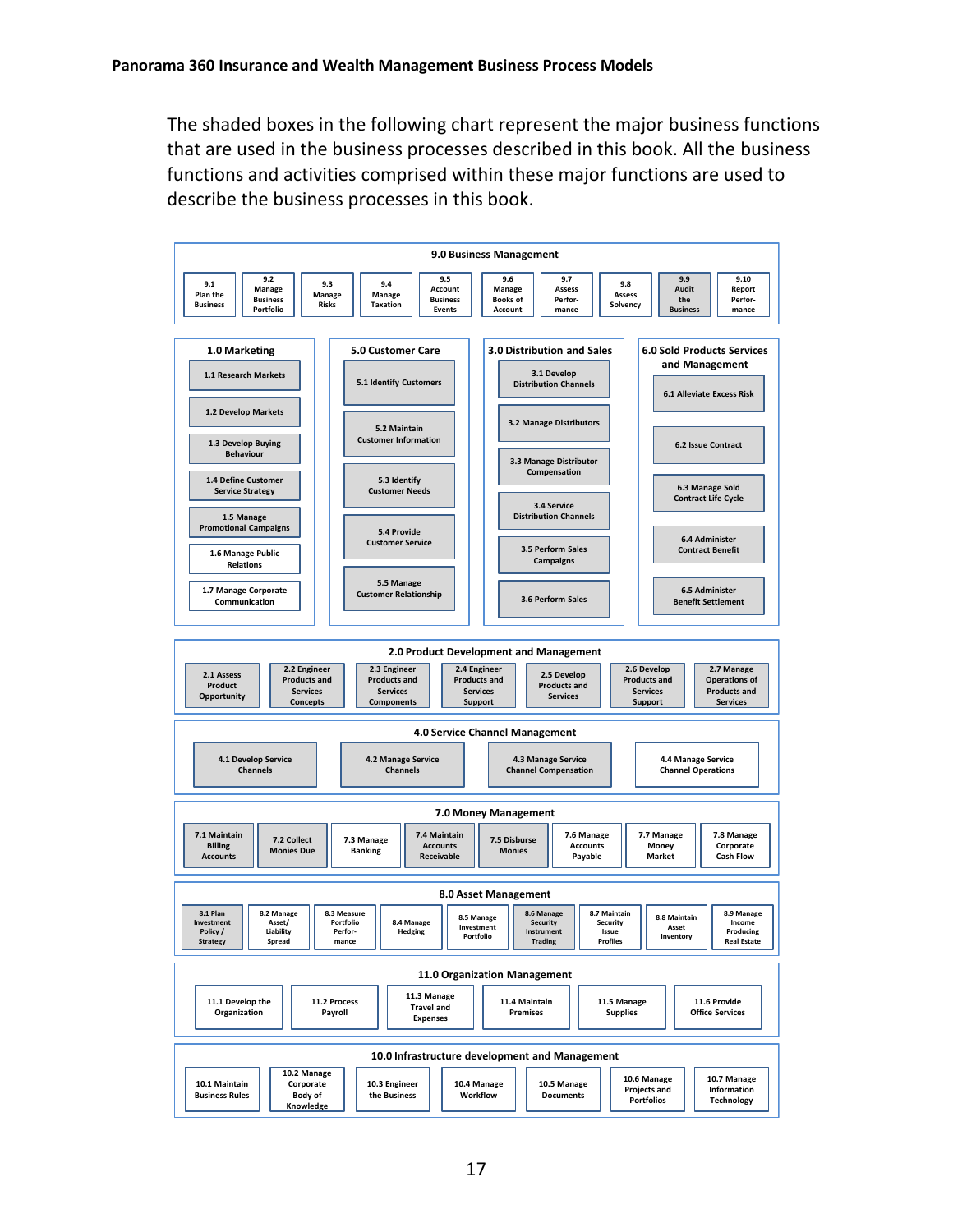The shaded boxes in the following chart represent the major business functions that are used in the business processes described in this book. All the business functions and activities comprised within these major functions are used to describe the business processes in this book.

## 9.0 Business Management

- 9.1 Plan the Business
- 9.2 Manage Business Portfolio
- 9.3 Manage Risks
- 9.4 Manage Taxation
- 9.5 Account Business Events
- 9.6 Manage Books of Account
- 9.7 Assess Performance
- 9.8 Assess Solvency
- 9.9 Audit the Business
- 9.10 Report Performance

## 1.0 Marketing

- 1.1 Research Markets
- 1.2 Develop Markets
- 1.3 Develop Buying Behaviour
- 1.4 Define Customer Service Strategy
- 1.5 Manage Promotional Campaigns
- 1.6 Manage Public Relations
- 1.7 Manage Corporate Communication

## 5.0 Customer Care

- 5.1 Identify Customers
- 5.2 Maintain Customer Information
- 5.3 Identify Customer Needs
- 5.4 Provide Customer Service
- 5.5 Manage Customer Relationship

## 3.0 Distribution and Sales

- 3.1 Develop Distribution Channels
- 3.2 Manage Distributors
- 3.3 Manage Distributor Compensation
- 3.4 Service Distribution Channels
- 3.5 Perform Sales Campaigns
- 3.6 Perform Sales

## 6.0 Sold Products Services and Management

- 6.1 Alleviate Excess Risk
- 6.2 Issue Contract
- 6.3 Manage Sold Contract Life Cycle
- 6.4 Administer Contract Benefit
- 6.5 Administer Benefit Settlement

## 2.0 Product Development and Management

- 2.1 Assess Product Opportunity
- 2.2 Engineer Products and Services Concepts
- 2.3 Engineer Products and Services Components
- 2.4 Engineer Products and Services Support
- 2.5 Develop Products and Services
- 2.6 Develop Products and Services Support
- 2.7 Manage Operations of Products and Services

## 4.0 Service Channel Management

- 4.1 Develop Service Channels
- 4.2 Manage Service Channels
- 4.3 Manage Service Channel Compensation
- 4.4 Manage Service Channel Operations

## 7.0 Money Management

- 7.1 Maintain Billing Accounts
- 7.2 Collect Monies Due
- 7.3 Manage Banking
- 7.4 Maintain Accounts Receivable
- 7.5 Disburse Monies
- 7.6 Manage Accounts Payable
- 7.7 Manage Money Market
- 7.8 Manage Corporate Cash Flow

## 8.0 Asset Management

- 8.1 Plan Investment Policy / Strategy
- 8.2 Manage Asset/ Liability Spread
- 8.3 Measure Portfolio Performance
- 8.4 Manage Hedging
- 8.5 Manage Investment Portfolio
- 8.6 Manage Security Instrument Trading
- 8.7 Maintain Security Issue Profiles
- 8.8 Maintain Asset Inventory
- 8.9 Manage Income Producing Real Estate

## 11.0 Organization Management

- 11.1 Develop the Organization
- 11.2 Process Payroll
- 11.3 Manage Travel and Expenses
- 11.4 Maintain Premises
- 11.5 Manage Supplies
- 11.6 Provide Office Services

## 10.0 Infrastructure development and Management

- 10.1 Maintain Business Rules
- 10.2 Manage Corporate Body of Knowledge
- 10.3 Engineer the Business
- 10.4 Manage Workflow
- 10.5 Manage Documents
- 10.6 Manage Projects and Portfolios
- 10.7 Manage Information Technology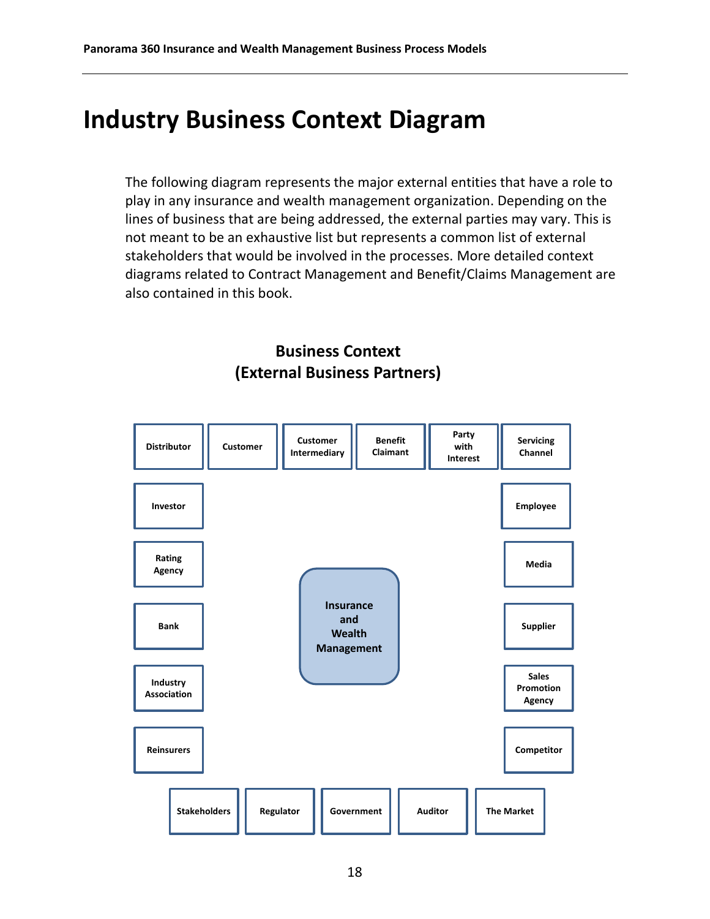# Industry Business Context Diagram

The following diagram represents the major external entities that have a role to play in any insurance and wealth management organization. Depending on the lines of business that are being addressed, the external parties may vary. This is not meant to be an exhaustive list but represents a common list of external stakeholders that would be involved in the processes. More detailed context diagrams related to Contract Management and Benefit/Claims Management are also contained in this book.

**Business Context (External Business Partners)**

Insurance and Wealth Management

- Distributor
- Customer
- Customer Intermediary
- Benefit Claimant
- Party with Interest
- Servicing Channel
- Investor
- Employee
- Rating Agency
- Media
- Bank
- Supplier
- Industry Association
- Sales Promotion Agency
- Reinsurers
- Competitor
- Stakeholders
- Regulator
- Government
- Auditor
- The Market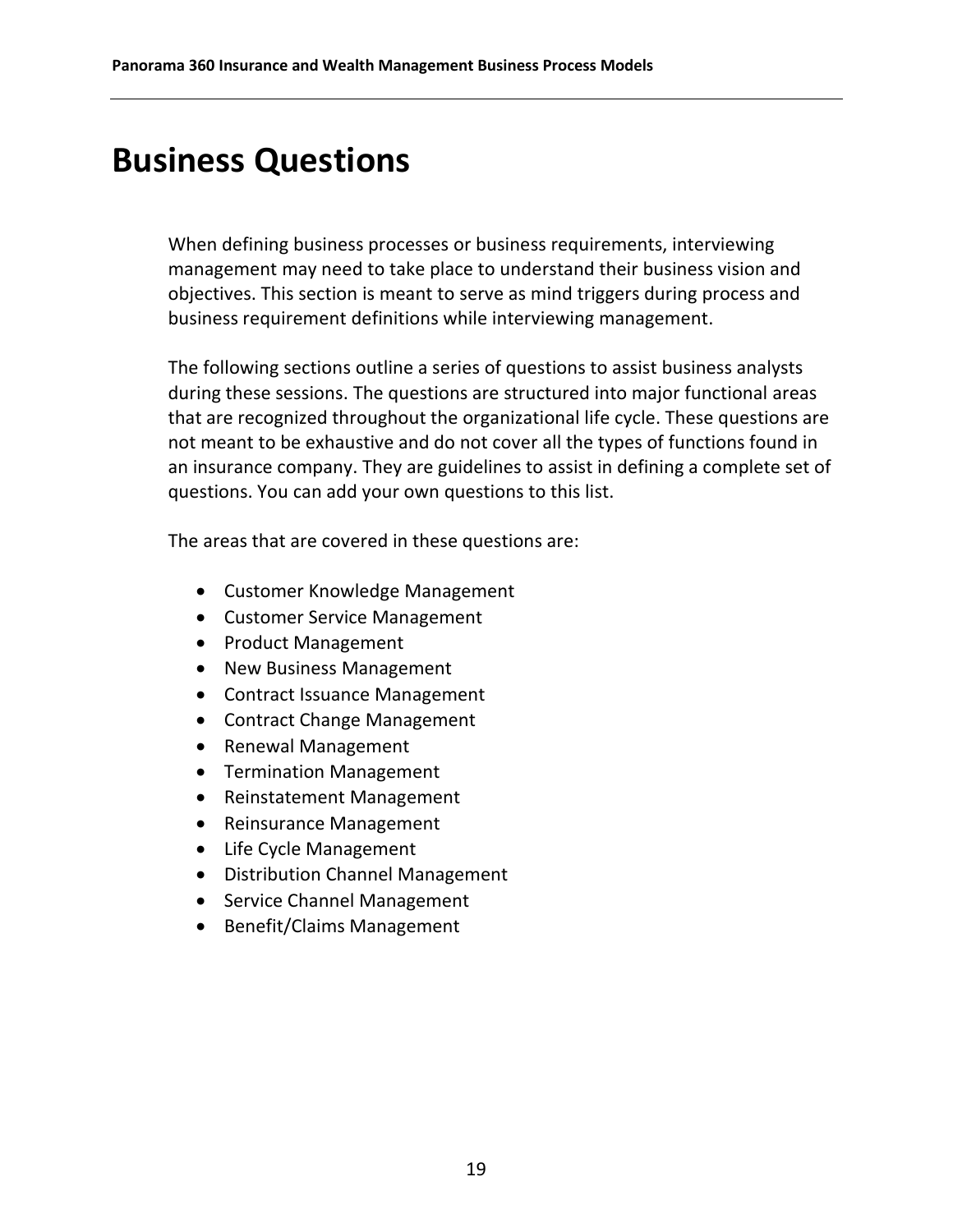# Business Questions

When defining business processes or business requirements, interviewing management may need to take place to understand their business vision and objectives. This section is meant to serve as mind triggers during process and business requirement definitions while interviewing management.

The following sections outline a series of questions to assist business analysts during these sessions. The questions are structured into major functional areas that are recognized throughout the organizational life cycle. These questions are not meant to be exhaustive and do not cover all the types of functions found in an insurance company. They are guidelines to assist in defining a complete set of questions. You can add your own questions to this list.

The areas that are covered in these questions are:

- Customer Knowledge Management
- Customer Service Management
- Product Management
- New Business Management
- Contract Issuance Management
- Contract Change Management
- Renewal Management
- Termination Management
- Reinstatement Management
- Reinsurance Management
- Life Cycle Management
- Distribution Channel Management
- Service Channel Management
- Benefit/Claims Management